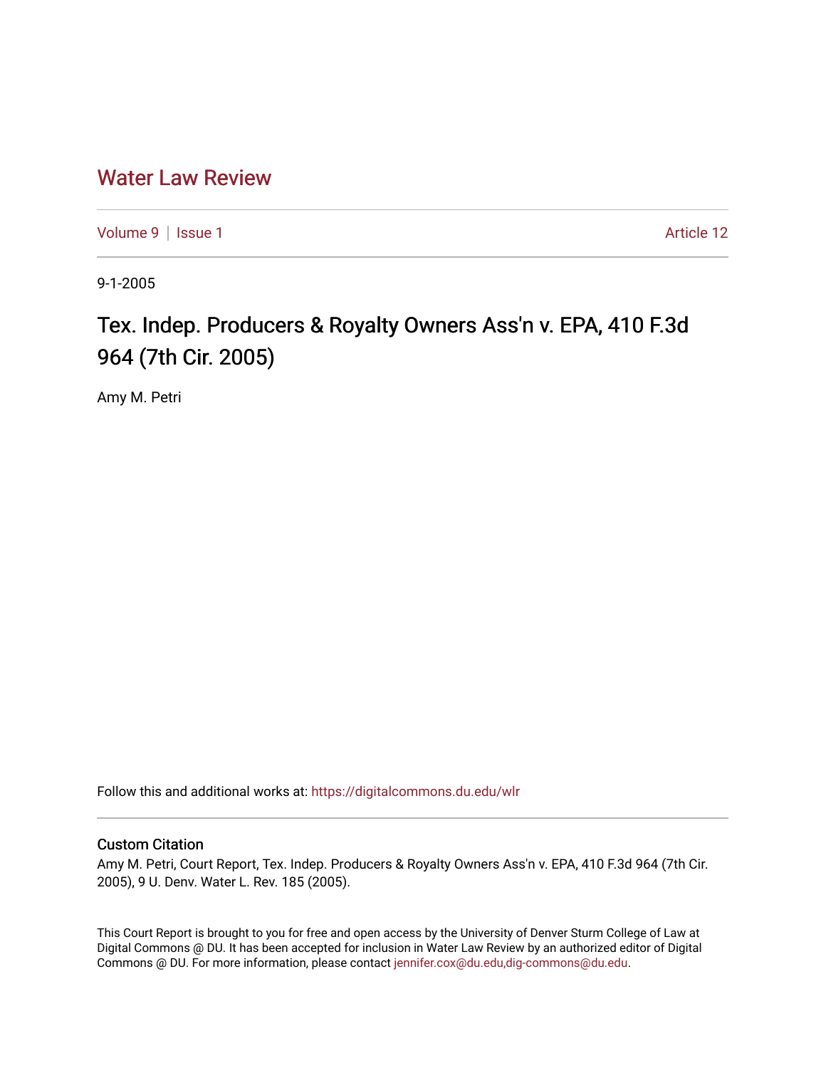# Water Law Review

Volume 9 | Issue 1 Article 12

9-1-2005

## Tex. Indep. Producers & Royalty Owners Ass'n v. EPA, 410 F.3d 964 (7th Cir. 2005)

Amy M. Petri

Follow this and additional works at: https://digitalcommons.du.edu/wlr

### Custom Citation

Amy M. Petri, Court Report, Tex. Indep. Producers & Royalty Owners Ass'n v. EPA, 410 F.3d 964 (7th Cir. 2005), 9 U. Denv. Water L. Rev. 185 (2005).

This Court Report is brought to you for free and open access by the University of Denver Sturm College of Law at Digital Commons @ DU. It has been accepted for inclusion in Water Law Review by an authorized editor of Digital Commons @ DU. For more information, please contact jennifer.cox@du.edu,dig-commons@du.edu.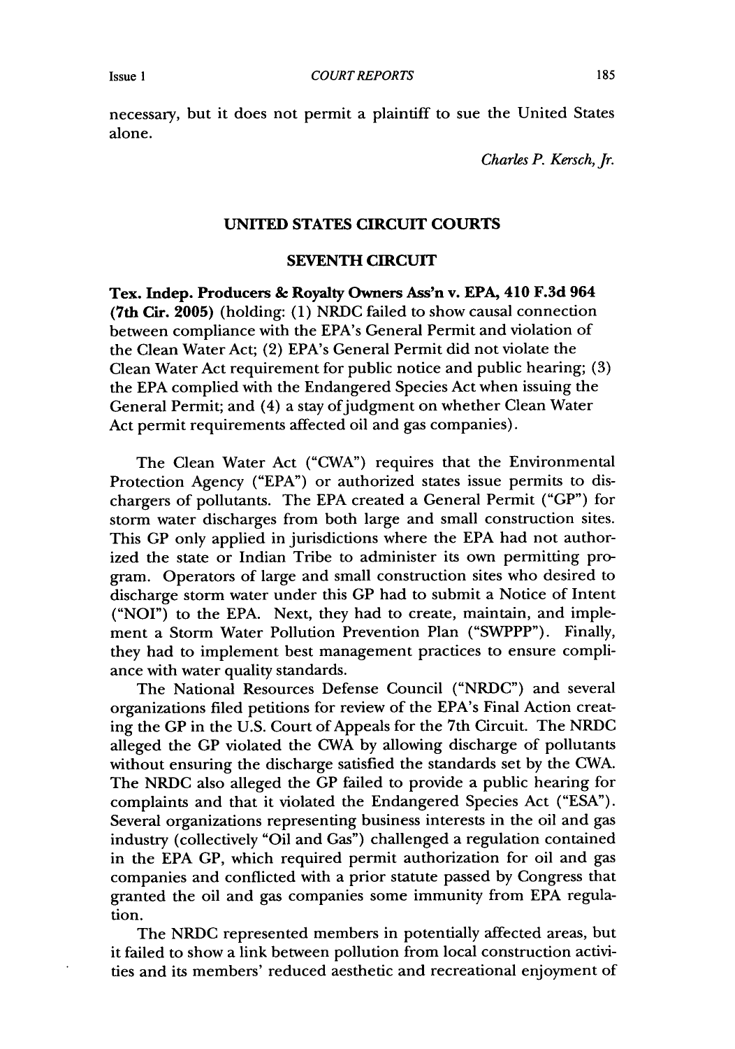necessary, but it does not permit a plaintiff to sue the United States alone.

*Charles P. Kersch, Jr.*

## UNITED STATES CIRCUIT COURTS

### SEVENTH CIRCUIT

**Tex. Indep. Producers & Royalty Owners Ass'n v. EPA, 410 F.3d 964 (7th Cir. 2005)** (holding: (1) NRDC failed to show causal connection between compliance with the EPA's General Permit and violation of the Clean Water Act; (2) EPA's General Permit did not violate the Clean Water Act requirement for public notice and public hearing; (3) the EPA complied with the Endangered Species Act when issuing the General Permit; and (4) a stay of judgment on whether Clean Water Act permit requirements affected oil and gas companies).

The Clean Water Act ("CWA") requires that the Environmental Protection Agency ("EPA") or authorized states issue permits to dischargers of pollutants. The EPA created a General Permit ("GP") for storm water discharges from both large and small construction sites. This GP only applied in jurisdictions where the EPA had not authorized the state or Indian Tribe to administer its own permitting program. Operators of large and small construction sites who desired to discharge storm water under this GP had to submit a Notice of Intent ("NOI") to the EPA. Next, they had to create, maintain, and implement a Storm Water Pollution Prevention Plan ("SWPPP"). Finally, they had to implement best management practices to ensure compliance with water quality standards.

The National Resources Defense Council ("NRDC") and several organizations filed petitions for review of the EPA's Final Action creating the GP in the U.S. Court of Appeals for the 7th Circuit. The NRDC alleged the GP violated the CWA by allowing discharge of pollutants without ensuring the discharge satisfied the standards set by the CWA. The NRDC also alleged the GP failed to provide a public hearing for complaints and that it violated the Endangered Species Act ("ESA"). Several organizations representing business interests in the oil and gas industry (collectively "Oil and Gas") challenged a regulation contained in the EPA GP, which required permit authorization for oil and gas companies and conflicted with a prior statute passed by Congress that granted the oil and gas companies some immunity from EPA regulation.

The NRDC represented members in potentially affected areas, but it failed to show a link between pollution from local construction activities and its members' reduced aesthetic and recreational enjoyment of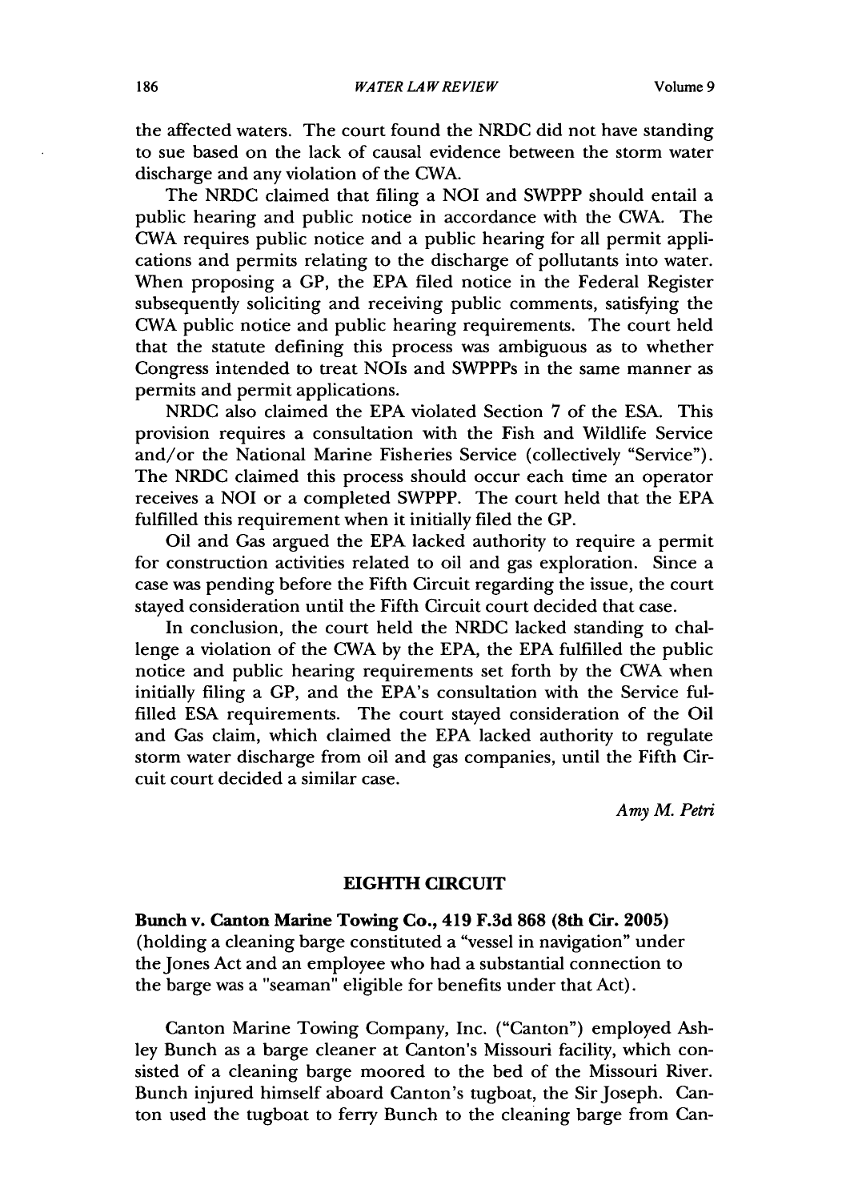the affected waters. The court found the NRDC did not have standing to sue based on the lack of causal evidence between the storm water discharge and any violation of the CWA.

The NRDC claimed that filing a NOI and SWPPP should entail a public hearing and public notice in accordance with the CWA. The CWA requires public notice and a public hearing for all permit applications and permits relating to the discharge of pollutants into water. When proposing a GP, the EPA filed notice in the Federal Register subsequently soliciting and receiving public comments, satisfying the CWA public notice and public hearing requirements. The court held that the statute defining this process was ambiguous as to whether Congress intended to treat NOIs and SWPPPs in the same manner as permits and permit applications.

NRDC also claimed the EPA violated Section 7 of the ESA. This provision requires a consultation with the Fish and Wildlife Service and/or the National Marine Fisheries Service (collectively "Service"). The NRDC claimed this process should occur each time an operator receives a NOI or a completed SWPPP. The court held that the EPA fulfilled this requirement when it initially filed the GP.

Oil and Gas argued the EPA lacked authority to require a permit for construction activities related to oil and gas exploration. Since a case was pending before the Fifth Circuit regarding the issue, the court stayed consideration until the Fifth Circuit court decided that case.

In conclusion, the court held the NRDC lacked standing to challenge a violation of the CWA by the EPA, the EPA fulfilled the public notice and public hearing requirements set forth by the CWA when initially filing a GP, and the EPA's consultation with the Service fulfilled ESA requirements. The court stayed consideration of the Oil and Gas claim, which claimed the EPA lacked authority to regulate storm water discharge from oil and gas companies, until the Fifth Circuit court decided a similar case.

*Amy M. Petri*

## EIGHTH CIRCUIT

**Bunch v. Canton Marine Towing Co., 419 F.3d 868 (8th Cir. 2005)** (holding a cleaning barge constituted a "vessel in navigation" under the Jones Act and an employee who had a substantial connection to the barge was a "seaman" eligible for benefits under that Act).

Canton Marine Towing Company, Inc. ("Canton") employed Ashley Bunch as a barge cleaner at Canton's Missouri facility, which consisted of a cleaning barge moored to the bed of the Missouri River. Bunch injured himself aboard Canton's tugboat, the Sir Joseph. Canton used the tugboat to ferry Bunch to the cleaning barge from Can-